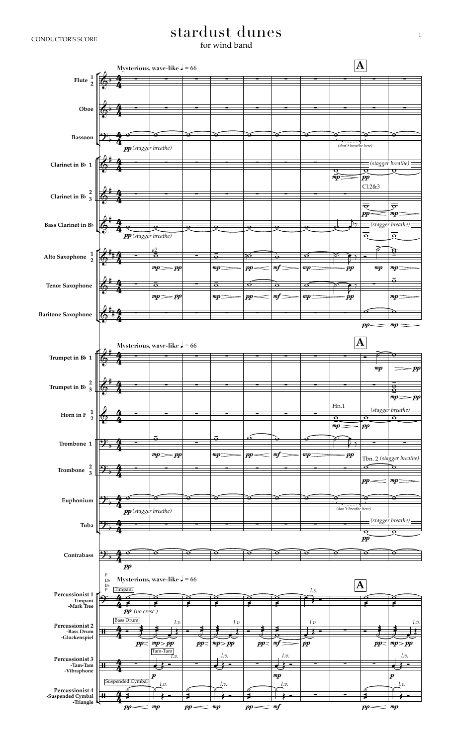CONDUCTOR'S SCORE

# stardust dunes

for wind band

Mysterious, wave-like ♩ = 66

**A**

Flute 1 2

Oboe

Bassoon

Clarinet in B♭ 1

Clarinet in B♭ 2 3

Bass Clarinet in B♭

Alto Saxophone 1 2

Tenor Saxophone

Baritone Saxophone

Trumpet in B♭ 1

Trumpet in B♭ 2 3

Horn in F 1 2

Trombone 1

Trombone 2 3

Euphonium

Tuba

Contrabass

Percussionist 1 -Timpani -Mark Tree

Percussionist 2 -Bass Drum -Glockenspiel

Percussionist 3 -Tam-Tam -Vibraphone

Percussionist 4 -Suspended Cymbal -Triangle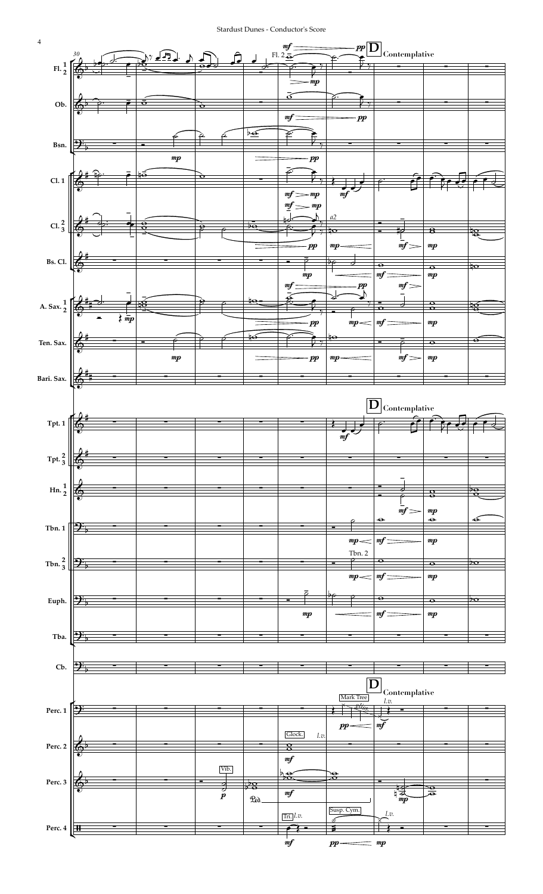**D** Contemplative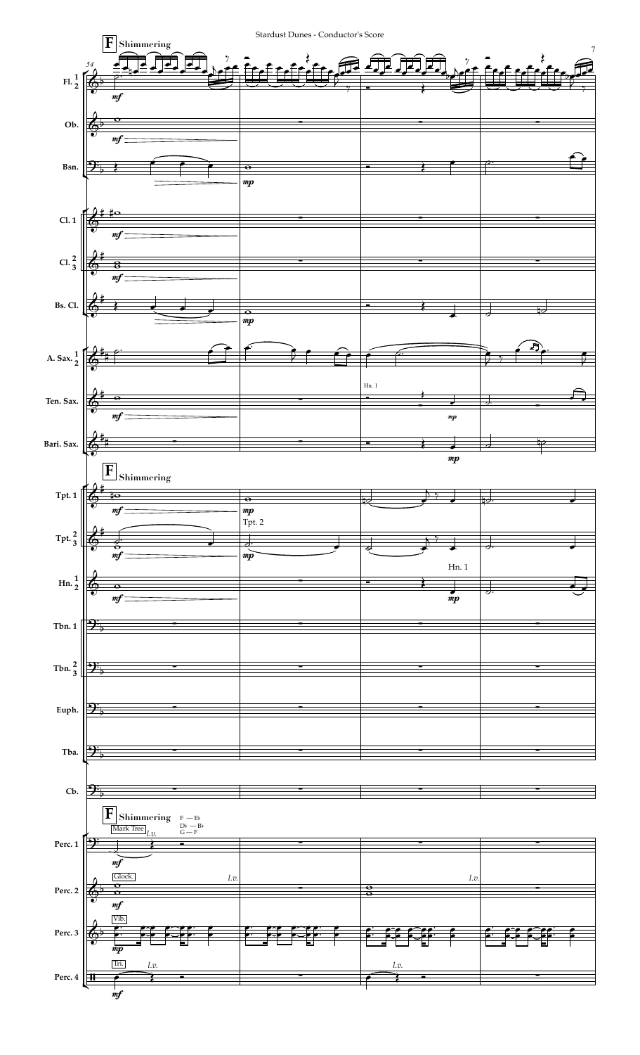**F** Shimmering

54

Fl. 1 2 — *mf*

Ob. — *mf*

Bsn. — *mp*

Cl. 1 — *mf*

Cl. 2 3 — *mf*

Bs. Cl. — *mp*

A. Sax. 1 2

Ten. Sax. — *mf* — Hn. 1 — *mp*

Bari. Sax. — *mp*

**F** Shimmering

Tpt. 1 — *mf* — *mp*

Tpt. 2 3 — *mf* — Tpt. 2 — *mp*

Hn. 1 2 — *mf* — Hn. 1 — *mp*

Tbn. 1

Tbn. 2 3

Euph.

Tba.

Cb.

**F** Shimmering — F — E♭, D♭ — B♭, G — F

Perc. 1 — Mark Tree — *l.v.* — *mf*

Perc. 2 — Glock. — *mf* — *l.v.* — *l.v.*

Perc. 3 — Vib. — *mp*

Perc. 4 — Tri. — *l.v.* — *mf* — *l.v.*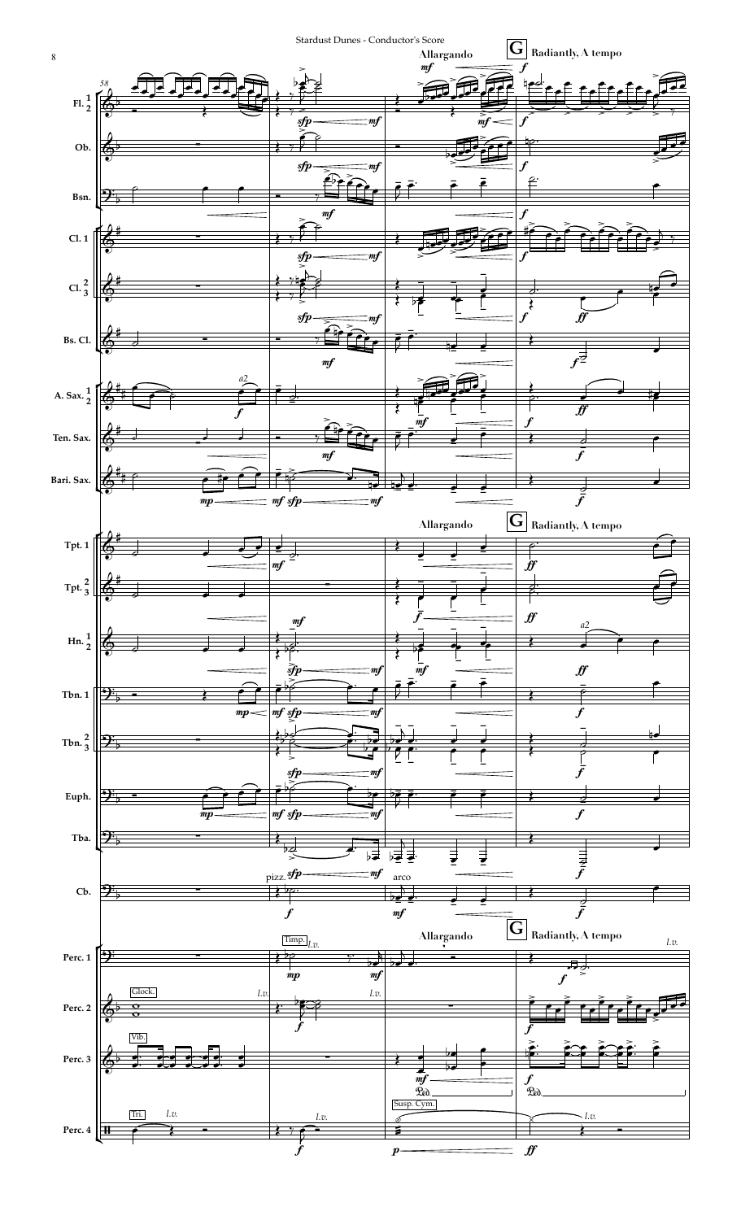Allargando

**G** Radiantly, A tempo

Fl. 1 2

Ob.

Bsn.

Cl. 1

Cl. 2 3

Bs. Cl.

A. Sax. 1 2

Ten. Sax.

Bari. Sax.

Allargando

**G** Radiantly, A tempo

Tpt. 1

Tpt. 2 3

Hn. 1 2

Tbn. 1

Tbn. 2 3

Euph.

Tba.

Cb.

Allargando

**G** Radiantly, A tempo

Perc. 1

Perc. 2

Perc. 3

Perc. 4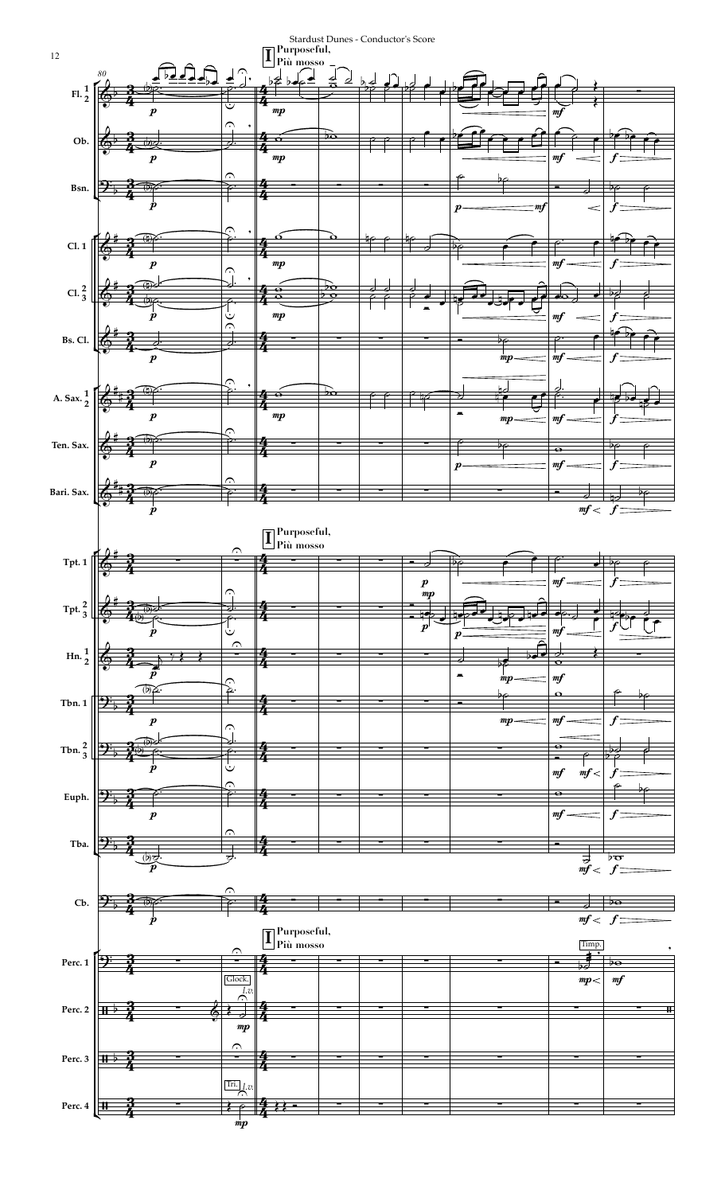**I** **Purposeful, Più mosso**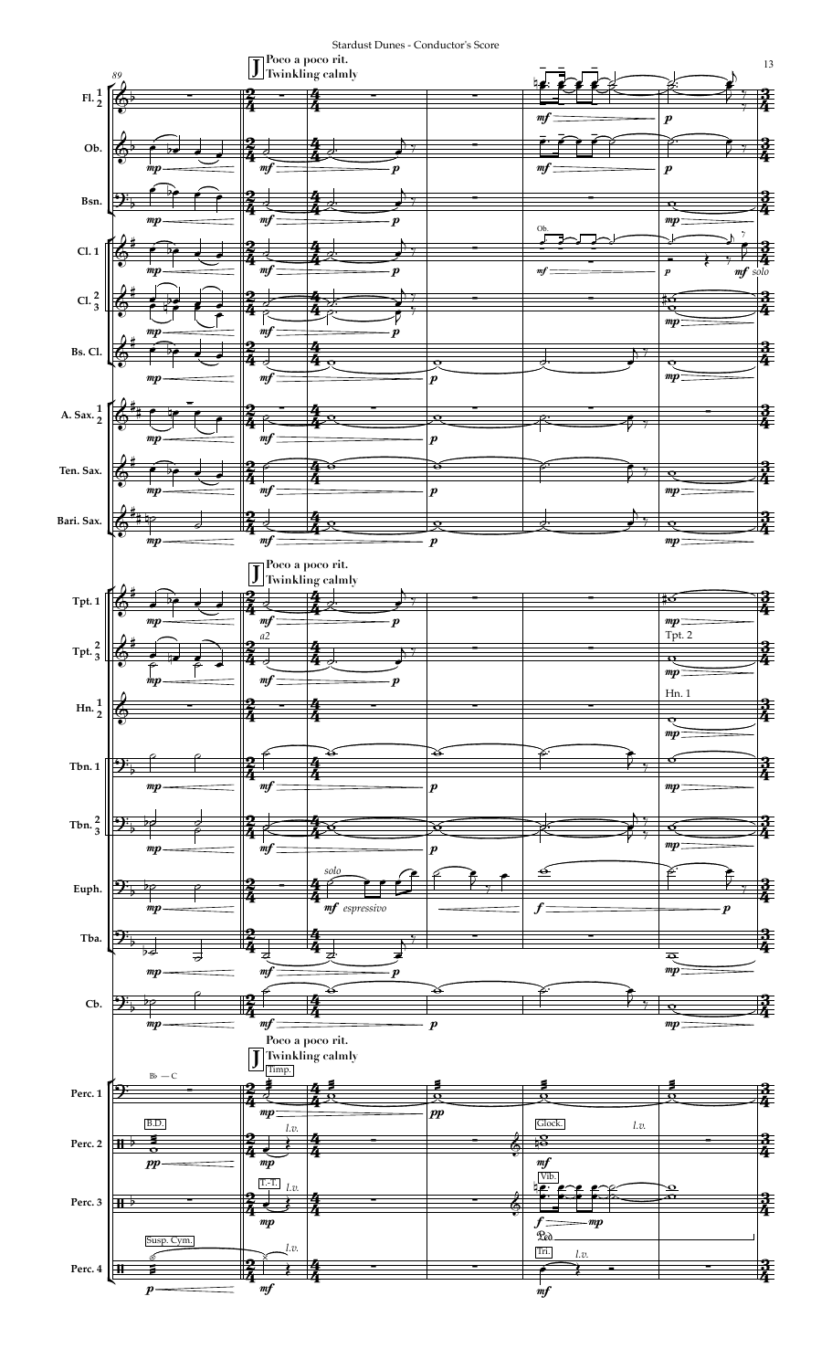**J** Poco a poco rit.
Twinkling calmly